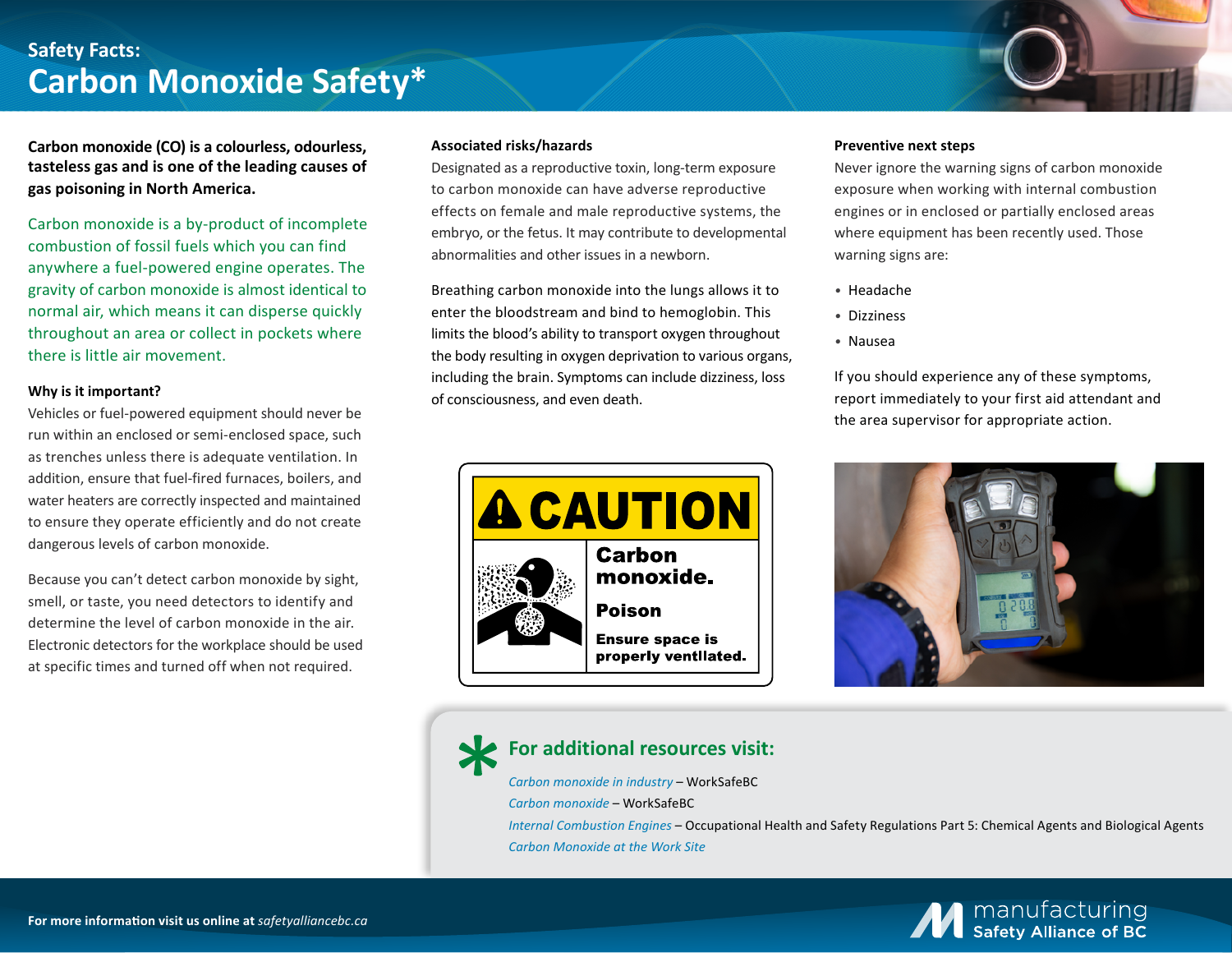Safety Facts:

# Carbon Monoxide Safety*

**Carbon monoxide (CO) is a colourless, odourless, tasteless gas and is one of the leading causes of gas poisoning in North America.**

Carbon monoxide is a by-product of incomplete combustion of fossil fuels which you can find anywhere a fuel-powered engine operates. The gravity of carbon monoxide is almost identical to normal air, which means it can disperse quickly throughout an area or collect in pockets where there is little air movement.

### Why is it important?

Vehicles or fuel-powered equipment should never be run within an enclosed or semi-enclosed space, such as trenches unless there is adequate ventilation. In addition, ensure that fuel-fired furnaces, boilers, and water heaters are correctly inspected and maintained to ensure they operate efficiently and do not create dangerous levels of carbon monoxide.

Because you can't detect carbon monoxide by sight, smell, or taste, you need detectors to identify and determine the level of carbon monoxide in the air. Electronic detectors for the workplace should be used at specific times and turned off when not required.

### Associated risks/hazards

Designated as a reproductive toxin, long-term exposure to carbon monoxide can have adverse reproductive effects on female and male reproductive systems, the embryo, or the fetus. It may contribute to developmental abnormalities and other issues in a newborn.

Breathing carbon monoxide into the lungs allows it to enter the bloodstream and bind to hemoglobin. This limits the blood's ability to transport oxygen throughout the body resulting in oxygen deprivation to various organs, including the brain. Symptoms can include dizziness, loss of consciousness, and even death.

**CAUTION**

**Carbon monoxide.**

**Poison**

**Ensure space is properly ventilated.**

### Preventive next steps

Never ignore the warning signs of carbon monoxide exposure when working with internal combustion engines or in enclosed or partially enclosed areas where equipment has been recently used. Those warning signs are:

- Headache
- Dizziness
- Nausea

If you should experience any of these symptoms, report immediately to your first aid attendant and the area supervisor for appropriate action.

## * For additional resources visit:

*Carbon monoxide in industry* – WorkSafeBC

*Carbon monoxide* – WorkSafeBC

*Internal Combustion Engines* – Occupational Health and Safety Regulations Part 5: Chemical Agents and Biological Agents

*Carbon Monoxide at the Work Site*

**For more information visit us online at** *safetyalliancebc.ca*

manufacturing Safety Alliance of BC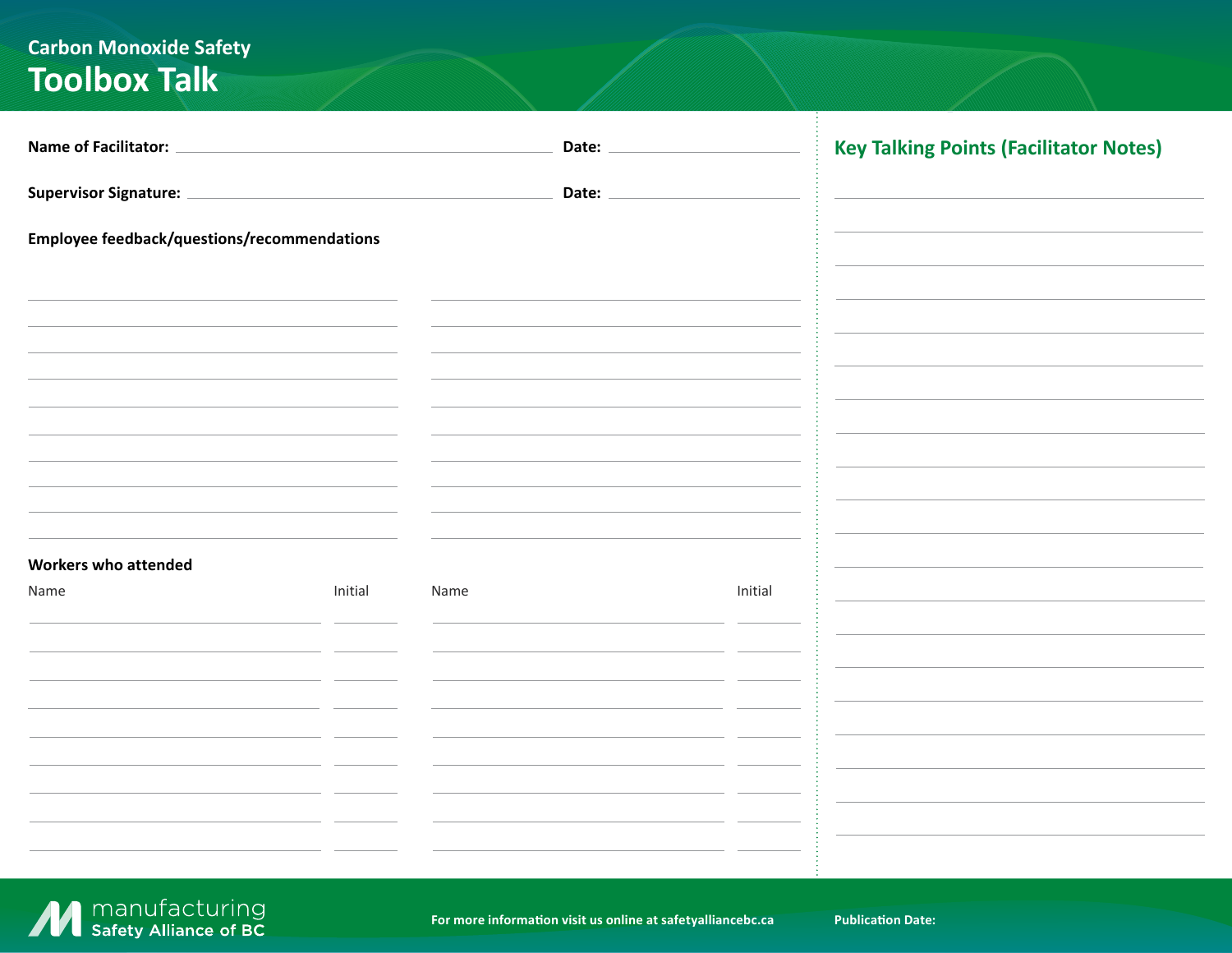Carbon Monoxide Safety

# Toolbox Talk

**Name of Facilitator:** ______________________ **Date:** ____________

**Supervisor Signature:** ______________________ **Date:** ____________

**Employee feedback/questions/recommendations**

**Workers who attended**

| Name | Initial | Name | Initial |
|---|---|---|---|
| | | | |
| | | | |
| | | | |
| | | | |
| | | | |
| | | | |
| | | | |
| | | | |
| | | | |

## Key Talking Points (Facilitator Notes)

manufacturing Safety Alliance of BC

For more information visit us online at safetyalliancebc.ca

Publication Date: